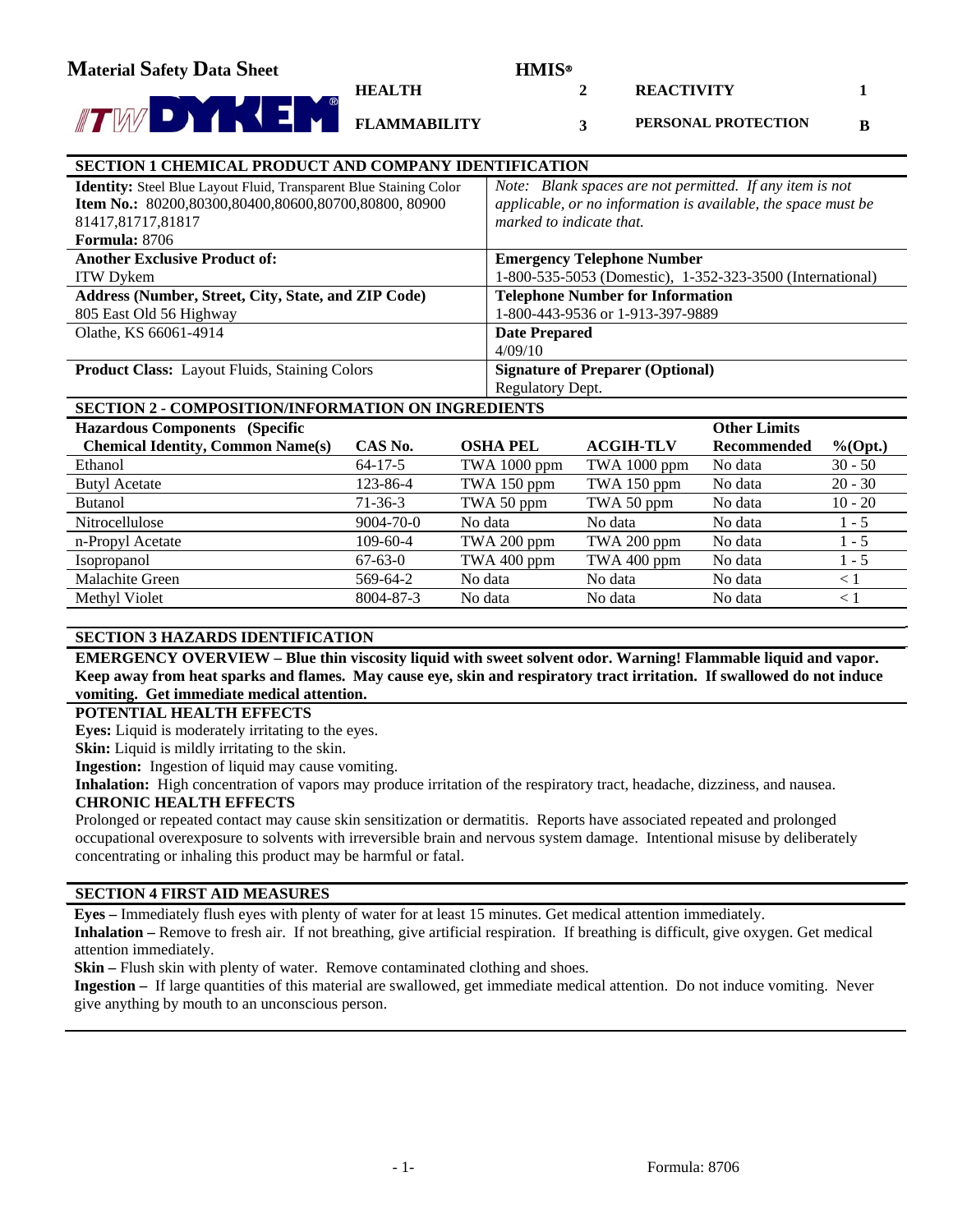# Material Safety Data Sheet

ITW DYKEM®

| HMIS® | | | |
|---|---|---|---|
| HEALTH | 2 | REACTIVITY | 1 |
| FLAMMABILITY | 3 | PERSONAL PROTECTION | B |

## SECTION 1 CHEMICAL PRODUCT AND COMPANY IDENTIFICATION

| | |
|---|---|
| **Identity:** Steel Blue Layout Fluid, Transparent Blue Staining Color<br>**Item No.:** 80200,80300,80400,80600,80700,80800, 80900 81417,81717,81817<br>**Formula:** 8706 | *Note: Blank spaces are not permitted. If any item is not applicable, or no information is available, the space must be marked to indicate that.* |
| **Another Exclusive Product of:**<br>ITW Dykem | **Emergency Telephone Number**<br>1-800-535-5053 (Domestic), 1-352-323-3500 (International) |
| **Address (Number, Street, City, State, and ZIP Code)**<br>805 East Old 56 Highway<br>Olathe, KS 66061-4914 | **Telephone Number for Information**<br>1-800-443-9536 or 1-913-397-9889<br>**Date Prepared**<br>4/09/10 |
| **Product Class:** Layout Fluids, Staining Colors | **Signature of Preparer (Optional)**<br>Regulatory Dept. |

## SECTION 2 - COMPOSITION/INFORMATION ON INGREDIENTS

| Hazardous Components (Specific Chemical Identity, Common Name(s) | CAS No. | OSHA PEL | ACGIH-TLV | Other Limits Recommended | %(Opt.) |
|---|---|---|---|---|---|
| Ethanol | 64-17-5 | TWA 1000 ppm | TWA 1000 ppm | No data | 30 - 50 |
| Butyl Acetate | 123-86-4 | TWA 150 ppm | TWA 150 ppm | No data | 20 - 30 |
| Butanol | 71-36-3 | TWA 50 ppm | TWA 50 ppm | No data | 10 - 20 |
| Nitrocellulose | 9004-70-0 | No data | No data | No data | 1 - 5 |
| n-Propyl Acetate | 109-60-4 | TWA 200 ppm | TWA 200 ppm | No data | 1 - 5 |
| Isopropanol | 67-63-0 | TWA 400 ppm | TWA 400 ppm | No data | 1 - 5 |
| Malachite Green | 569-64-2 | No data | No data | No data | < 1 |
| Methyl Violet | 8004-87-3 | No data | No data | No data | < 1 |

## SECTION 3 HAZARDS IDENTIFICATION

**EMERGENCY OVERVIEW – Blue thin viscosity liquid with sweet solvent odor. Warning! Flammable liquid and vapor. Keep away from heat sparks and flames. May cause eye, skin and respiratory tract irritation. If swallowed do not induce vomiting. Get immediate medical attention.**

**POTENTIAL HEALTH EFFECTS**

**Eyes:** Liquid is moderately irritating to the eyes.

**Skin:** Liquid is mildly irritating to the skin.

**Ingestion:** Ingestion of liquid may cause vomiting.

**Inhalation:** High concentration of vapors may produce irritation of the respiratory tract, headache, dizziness, and nausea.

**CHRONIC HEALTH EFFECTS**

Prolonged or repeated contact may cause skin sensitization or dermatitis. Reports have associated repeated and prolonged occupational overexposure to solvents with irreversible brain and nervous system damage. Intentional misuse by deliberately concentrating or inhaling this product may be harmful or fatal.

## SECTION 4 FIRST AID MEASURES

**Eyes –** Immediately flush eyes with plenty of water for at least 15 minutes. Get medical attention immediately.

**Inhalation –** Remove to fresh air. If not breathing, give artificial respiration. If breathing is difficult, give oxygen. Get medical attention immediately.

**Skin –** Flush skin with plenty of water. Remove contaminated clothing and shoes.

**Ingestion –** If large quantities of this material are swallowed, get immediate medical attention. Do not induce vomiting. Never give anything by mouth to an unconscious person.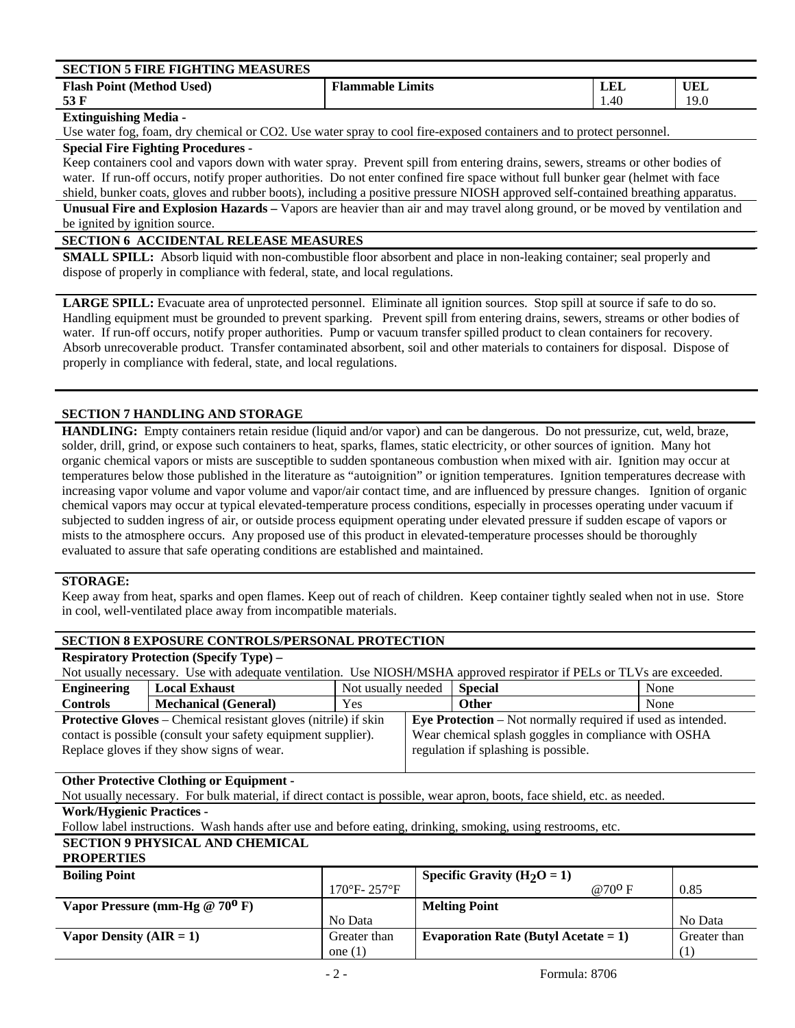## SECTION 5 FIRE FIGHTING MEASURES

| Flash Point (Method Used) | Flammable Limits | LEL | UEL |
|---|---|---|---|
| 53 F | | 1.40 | 19.0 |

**Extinguishing Media -**
Use water fog, foam, dry chemical or CO2. Use water spray to cool fire-exposed containers and to protect personnel.

**Special Fire Fighting Procedures -**
Keep containers cool and vapors down with water spray. Prevent spill from entering drains, sewers, streams or other bodies of water. If run-off occurs, notify proper authorities. Do not enter confined fire space without full bunker gear (helmet with face shield, bunker coats, gloves and rubber boots), including a positive pressure NIOSH approved self-contained breathing apparatus.

**Unusual Fire and Explosion Hazards –** Vapors are heavier than air and may travel along ground, or be moved by ventilation and be ignited by ignition source.

## SECTION 6 ACCIDENTAL RELEASE MEASURES

**SMALL SPILL:** Absorb liquid with non-combustible floor absorbent and place in non-leaking container; seal properly and dispose of properly in compliance with federal, state, and local regulations.

**LARGE SPILL:** Evacuate area of unprotected personnel. Eliminate all ignition sources. Stop spill at source if safe to do so. Handling equipment must be grounded to prevent sparking. Prevent spill from entering drains, sewers, streams or other bodies of water. If run-off occurs, notify proper authorities. Pump or vacuum transfer spilled product to clean containers for recovery. Absorb unrecoverable product. Transfer contaminated absorbent, soil and other materials to containers for disposal. Dispose of properly in compliance with federal, state, and local regulations.

## SECTION 7 HANDLING AND STORAGE

**HANDLING:** Empty containers retain residue (liquid and/or vapor) and can be dangerous. Do not pressurize, cut, weld, braze, solder, drill, grind, or expose such containers to heat, sparks, flames, static electricity, or other sources of ignition. Many hot organic chemical vapors or mists are susceptible to sudden spontaneous combustion when mixed with air. Ignition may occur at temperatures below those published in the literature as "autoignition" or ignition temperatures. Ignition temperatures decrease with increasing vapor volume and vapor volume and vapor/air contact time, and are influenced by pressure changes. Ignition of organic chemical vapors may occur at typical elevated-temperature process conditions, especially in processes operating under vacuum if subjected to sudden ingress of air, or outside process equipment operating under elevated pressure if sudden escape of vapors or mists to the atmosphere occurs. Any proposed use of this product in elevated-temperature processes should be thoroughly evaluated to assure that safe operating conditions are established and maintained.

**STORAGE:**
Keep away from heat, sparks and open flames. Keep out of reach of children. Keep container tightly sealed when not in use. Store in cool, well-ventilated place away from incompatible materials.

## SECTION 8 EXPOSURE CONTROLS/PERSONAL PROTECTION

**Respiratory Protection (Specify Type) –**
Not usually necessary. Use with adequate ventilation. Use NIOSH/MSHA approved respirator if PELs or TLVs are exceeded.

| Engineering Controls | Local Exhaust | Not usually needed | Special | None |
|---|---|---|---|---|
| | Mechanical (General) | Yes | Other | None |

**Protective Gloves** – Chemical resistant gloves (nitrile) if skin contact is possible (consult your safety equipment supplier). Replace gloves if they show signs of wear.

**Eye Protection** – Not normally required if used as intended. Wear chemical splash goggles in compliance with OSHA regulation if splashing is possible.

**Other Protective Clothing or Equipment -**
Not usually necessary. For bulk material, if direct contact is possible, wear apron, boots, face shield, etc. as needed.

**Work/Hygienic Practices -**
Follow label instructions. Wash hands after use and before eating, drinking, smoking, using restrooms, etc.

## SECTION 9 PHYSICAL AND CHEMICAL PROPERTIES

| Property | Value | Property | Value |
|---|---|---|---|
| Boiling Point | 170°F- 257°F | Specific Gravity ($H_2O = 1$) @70° F | 0.85 |
| Vapor Pressure (mm-Hg @ 70° F) | No Data | Melting Point | No Data |
| Vapor Density (AIR = 1) | Greater than one (1) | Evaporation Rate (Butyl Acetate = 1) | Greater than (1) |

Formula: 8706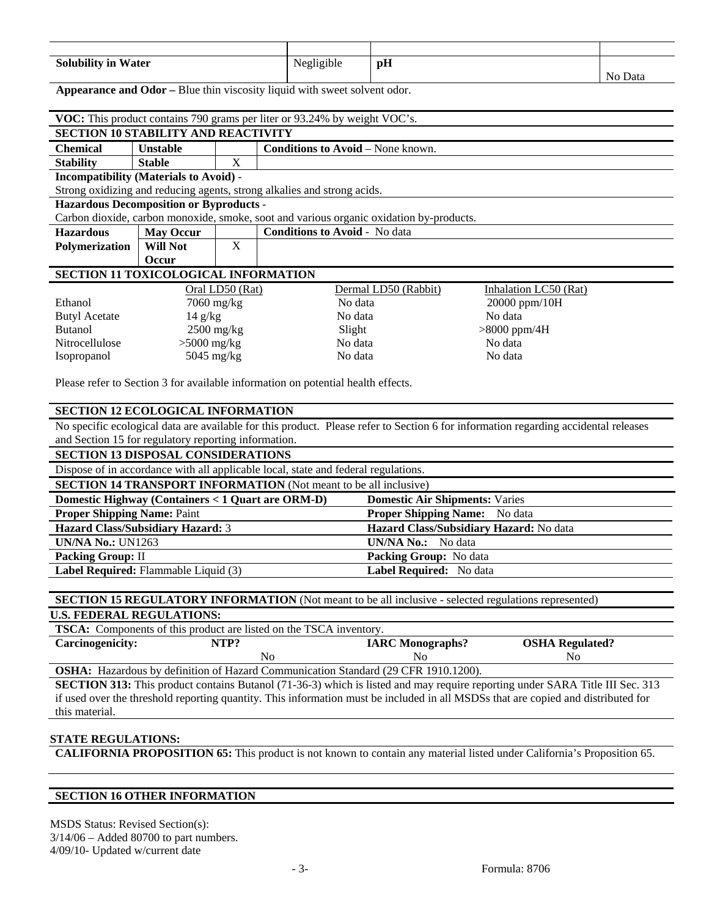| Solubility in Water | Negligible | pH | No Data |
|---|---|---|---|

**Appearance and Odor –** Blue thin viscosity liquid with sweet solvent odor.

**VOC:** This product contains 790 grams per liter or 93.24% by weight VOC's.

## SECTION 10 STABILITY AND REACTIVITY

| Chemical Stability | Unstable | | Conditions to Avoid – None known. |
|---|---|---|---|
| | Stable | X | |

**Incompatibility (Materials to Avoid)** -
Strong oxidizing and reducing agents, strong alkalies and strong acids.

**Hazardous Decomposition or Byproducts** -
Carbon dioxide, carbon monoxide, smoke, soot and various organic oxidation by-products.

| Hazardous Polymerization | May Occur | | Conditions to Avoid - No data |
|---|---|---|---|
| | Will Not Occur | X | |

## SECTION 11 TOXICOLOGICAL INFORMATION

| | Oral LD50 (Rat) | Dermal LD50 (Rabbit) | Inhalation LC50 (Rat) |
|---|---|---|---|
| Ethanol | 7060 mg/kg | No data | 20000 ppm/10H |
| Butyl Acetate | 14 g/kg | No data | No data |
| Butanol | 2500 mg/kg | Slight | >8000 ppm/4H |
| Nitrocellulose | >5000 mg/kg | No data | No data |
| Isopropanol | 5045 mg/kg | No data | No data |

Please refer to Section 3 for available information on potential health effects.

## SECTION 12 ECOLOGICAL INFORMATION

No specific ecological data are available for this product. Please refer to Section 6 for information regarding accidental releases and Section 15 for regulatory reporting information.

## SECTION 13 DISPOSAL CONSIDERATIONS

Dispose of in accordance with all applicable local, state and federal regulations.

## SECTION 14 TRANSPORT INFORMATION (Not meant to be all inclusive)

| Domestic Highway (Containers < 1 Quart are ORM-D) | Domestic Air Shipments: Varies |
|---|---|
| **Proper Shipping Name:** Paint | **Proper Shipping Name:** No data |
| **Hazard Class/Subsidiary Hazard:** 3 | **Hazard Class/Subsidiary Hazard:** No data |
| **UN/NA No.:** UN1263 | **UN/NA No.:** No data |
| **Packing Group:** II | **Packing Group:** No data |
| **Label Required:** Flammable Liquid (3) | **Label Required:** No data |

## SECTION 15 REGULATORY INFORMATION (Not meant to be all inclusive - selected regulations represented)

**U.S. FEDERAL REGULATIONS:**

**TSCA:** Components of this product are listed on the TSCA inventory.

| Carcinogenicity: | NTP? | IARC Monographs? | OSHA Regulated? |
|---|---|---|---|
| | No | No | No |

**OSHA:** Hazardous by definition of Hazard Communication Standard (29 CFR 1910.1200).

**SECTION 313:** This product contains Butanol (71-36-3) which is listed and may require reporting under SARA Title III Sec. 313 if used over the threshold reporting quantity. This information must be included in all MSDSs that are copied and distributed for this material.

**STATE REGULATIONS:**

**CALIFORNIA PROPOSITION 65:** This product is not known to contain any material listed under California's Proposition 65.

## SECTION 16 OTHER INFORMATION

MSDS Status: Revised Section(s):
3/14/06 – Added 80700 to part numbers.
4/09/10- Updated w/current date

Formula: 8706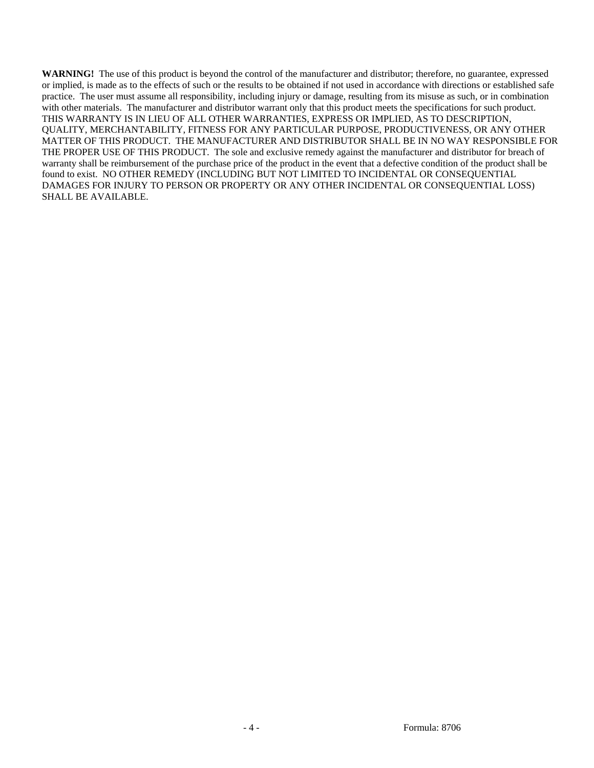**WARNING!** The use of this product is beyond the control of the manufacturer and distributor; therefore, no guarantee, expressed or implied, is made as to the effects of such or the results to be obtained if not used in accordance with directions or established safe practice. The user must assume all responsibility, including injury or damage, resulting from its misuse as such, or in combination with other materials. The manufacturer and distributor warrant only that this product meets the specifications for such product. THIS WARRANTY IS IN LIEU OF ALL OTHER WARRANTIES, EXPRESS OR IMPLIED, AS TO DESCRIPTION, QUALITY, MERCHANTABILITY, FITNESS FOR ANY PARTICULAR PURPOSE, PRODUCTIVENESS, OR ANY OTHER MATTER OF THIS PRODUCT. THE MANUFACTURER AND DISTRIBUTOR SHALL BE IN NO WAY RESPONSIBLE FOR THE PROPER USE OF THIS PRODUCT. The sole and exclusive remedy against the manufacturer and distributor for breach of warranty shall be reimbursement of the purchase price of the product in the event that a defective condition of the product shall be found to exist. NO OTHER REMEDY (INCLUDING BUT NOT LIMITED TO INCIDENTAL OR CONSEQUENTIAL DAMAGES FOR INJURY TO PERSON OR PROPERTY OR ANY OTHER INCIDENTAL OR CONSEQUENTIAL LOSS) SHALL BE AVAILABLE.